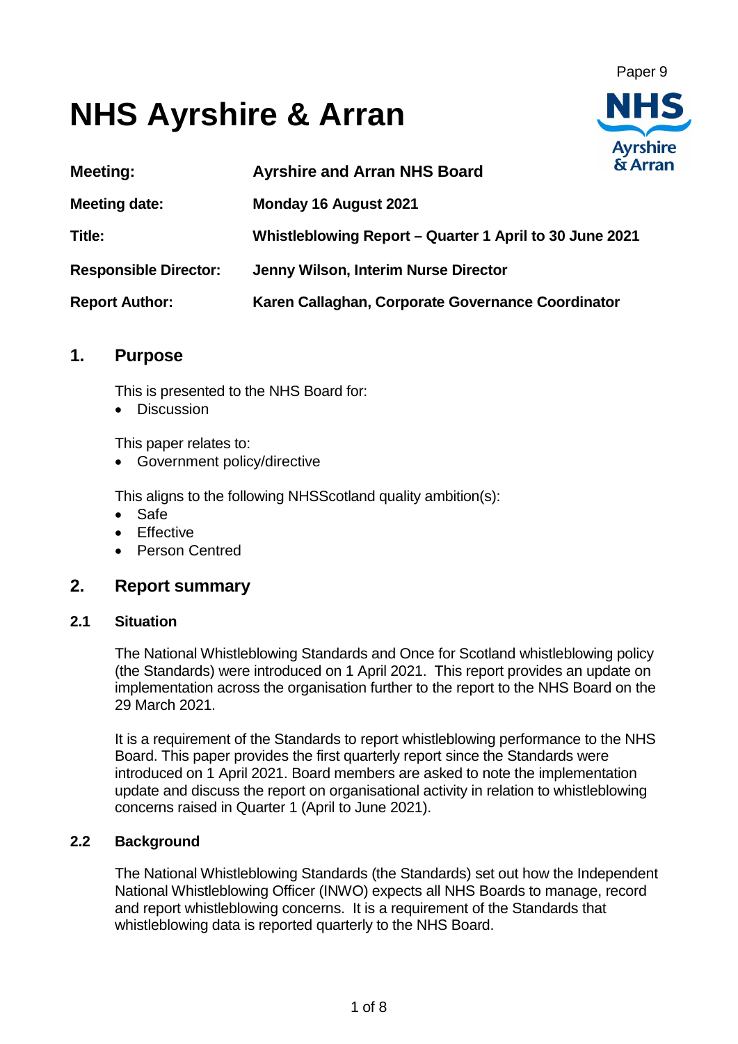Paper 9

# NHS Ayrshire & Arran

| | |
|---|---|
| **Meeting:** | **Ayrshire and Arran NHS Board** |
| **Meeting date:** | **Monday 16 August 2021** |
| **Title:** | **Whistleblowing Report – Quarter 1 April to 30 June 2021** |
| **Responsible Director:** | **Jenny Wilson, Interim Nurse Director** |
| **Report Author:** | **Karen Callaghan, Corporate Governance Coordinator** |

## 1. Purpose

This is presented to the NHS Board for:

- Discussion

This paper relates to:

- Government policy/directive

This aligns to the following NHSScotland quality ambition(s):

- Safe
- Effective
- Person Centred

## 2. Report summary

### 2.1 Situation

The National Whistleblowing Standards and Once for Scotland whistleblowing policy (the Standards) were introduced on 1 April 2021. This report provides an update on implementation across the organisation further to the report to the NHS Board on the 29 March 2021.

It is a requirement of the Standards to report whistleblowing performance to the NHS Board. This paper provides the first quarterly report since the Standards were introduced on 1 April 2021. Board members are asked to note the implementation update and discuss the report on organisational activity in relation to whistleblowing concerns raised in Quarter 1 (April to June 2021).

### 2.2 Background

The National Whistleblowing Standards (the Standards) set out how the Independent National Whistleblowing Officer (INWO) expects all NHS Boards to manage, record and report whistleblowing concerns. It is a requirement of the Standards that whistleblowing data is reported quarterly to the NHS Board.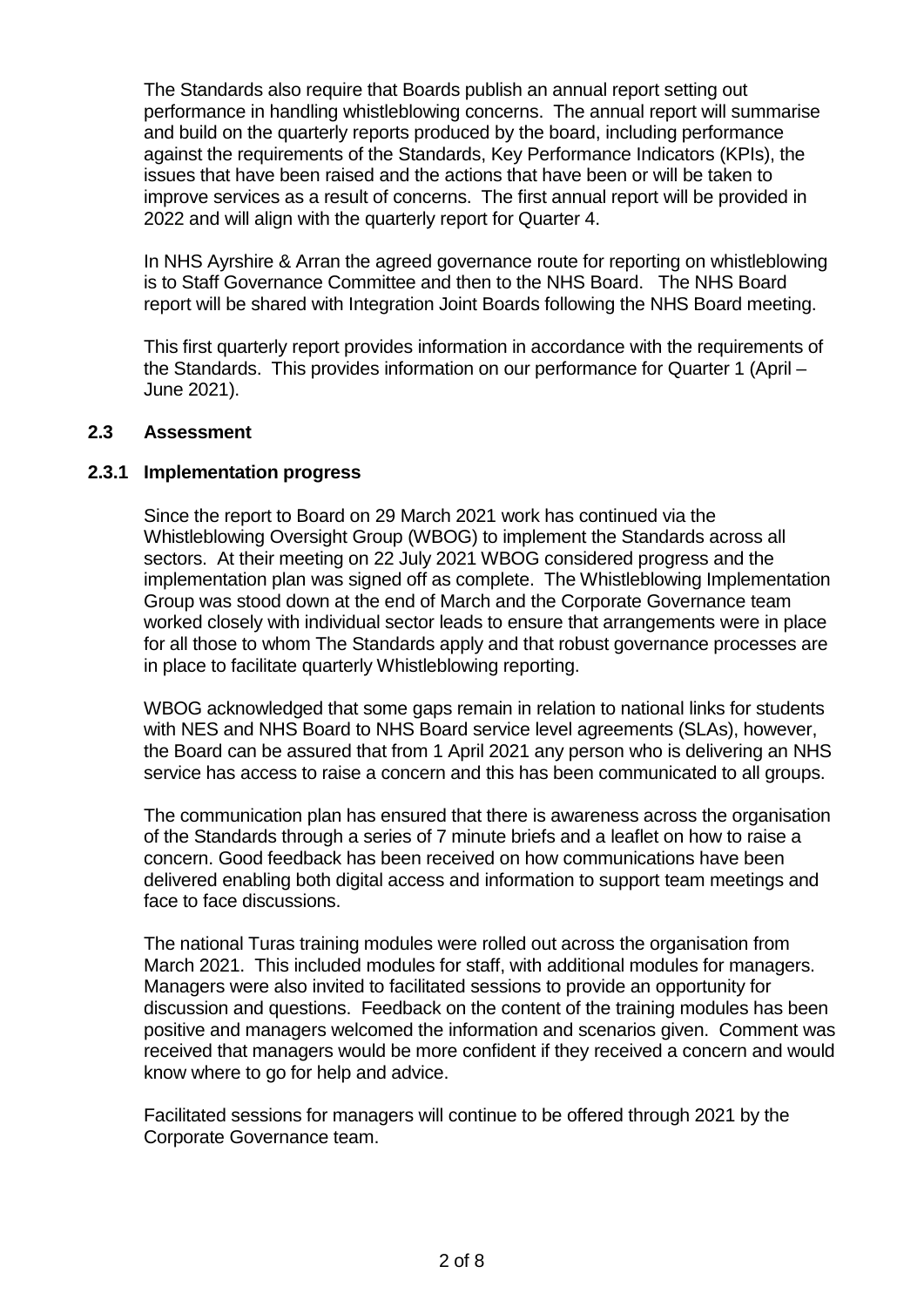The Standards also require that Boards publish an annual report setting out performance in handling whistleblowing concerns. The annual report will summarise and build on the quarterly reports produced by the board, including performance against the requirements of the Standards, Key Performance Indicators (KPIs), the issues that have been raised and the actions that have been or will be taken to improve services as a result of concerns. The first annual report will be provided in 2022 and will align with the quarterly report for Quarter 4.

In NHS Ayrshire & Arran the agreed governance route for reporting on whistleblowing is to Staff Governance Committee and then to the NHS Board. The NHS Board report will be shared with Integration Joint Boards following the NHS Board meeting.

This first quarterly report provides information in accordance with the requirements of the Standards. This provides information on our performance for Quarter 1 (April – June 2021).

### 2.3 Assessment

#### 2.3.1 Implementation progress

Since the report to Board on 29 March 2021 work has continued via the Whistleblowing Oversight Group (WBOG) to implement the Standards across all sectors. At their meeting on 22 July 2021 WBOG considered progress and the implementation plan was signed off as complete. The Whistleblowing Implementation Group was stood down at the end of March and the Corporate Governance team worked closely with individual sector leads to ensure that arrangements were in place for all those to whom The Standards apply and that robust governance processes are in place to facilitate quarterly Whistleblowing reporting.

WBOG acknowledged that some gaps remain in relation to national links for students with NES and NHS Board to NHS Board service level agreements (SLAs), however, the Board can be assured that from 1 April 2021 any person who is delivering an NHS service has access to raise a concern and this has been communicated to all groups.

The communication plan has ensured that there is awareness across the organisation of the Standards through a series of 7 minute briefs and a leaflet on how to raise a concern. Good feedback has been received on how communications have been delivered enabling both digital access and information to support team meetings and face to face discussions.

The national Turas training modules were rolled out across the organisation from March 2021. This included modules for staff, with additional modules for managers. Managers were also invited to facilitated sessions to provide an opportunity for discussion and questions. Feedback on the content of the training modules has been positive and managers welcomed the information and scenarios given. Comment was received that managers would be more confident if they received a concern and would know where to go for help and advice.

Facilitated sessions for managers will continue to be offered through 2021 by the Corporate Governance team.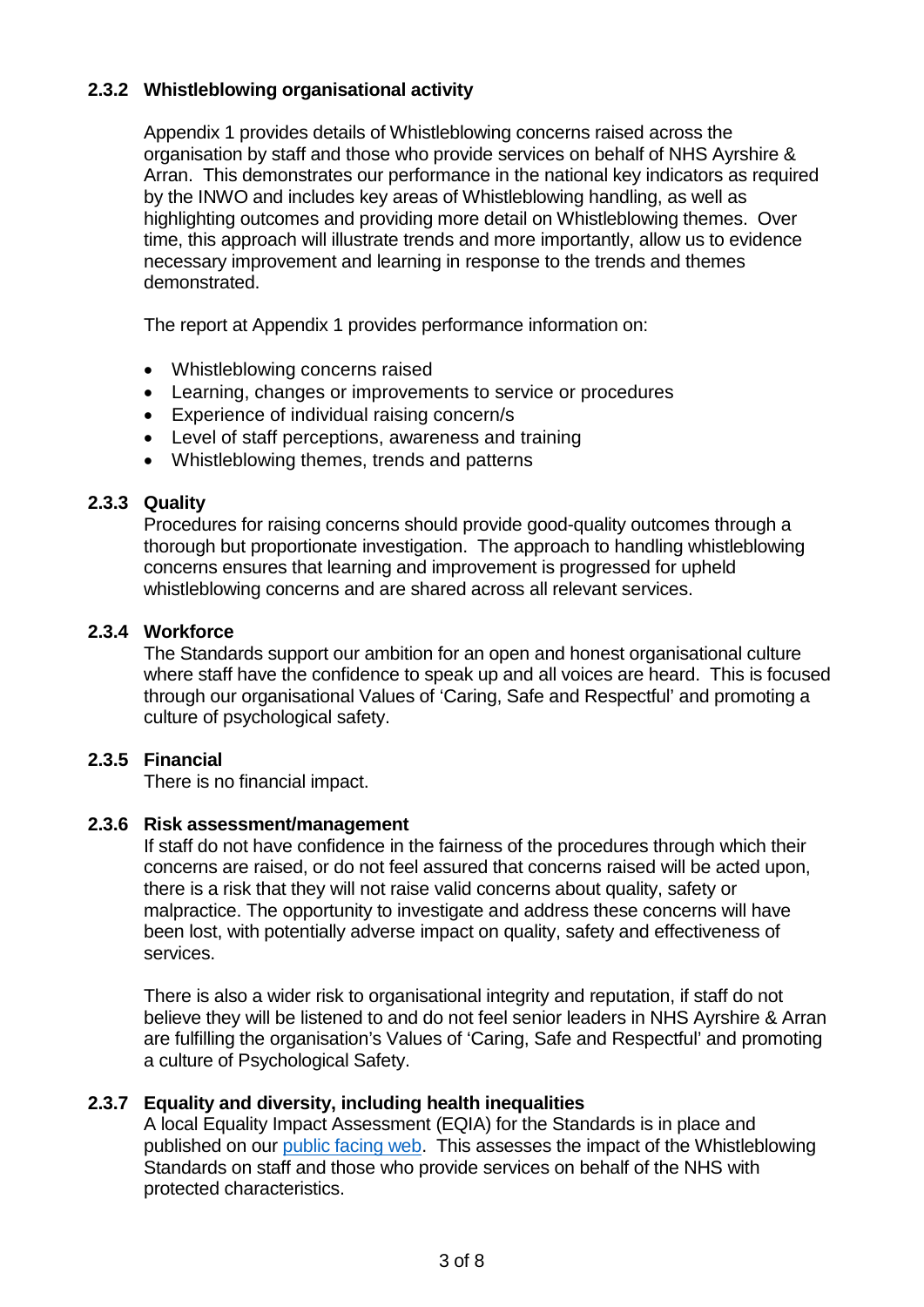### 2.3.2 Whistleblowing organisational activity

Appendix 1 provides details of Whistleblowing concerns raised across the organisation by staff and those who provide services on behalf of NHS Ayrshire & Arran. This demonstrates our performance in the national key indicators as required by the INWO and includes key areas of Whistleblowing handling, as well as highlighting outcomes and providing more detail on Whistleblowing themes. Over time, this approach will illustrate trends and more importantly, allow us to evidence necessary improvement and learning in response to the trends and themes demonstrated.

The report at Appendix 1 provides performance information on:

- Whistleblowing concerns raised
- Learning, changes or improvements to service or procedures
- Experience of individual raising concern/s
- Level of staff perceptions, awareness and training
- Whistleblowing themes, trends and patterns

### 2.3.3 Quality

Procedures for raising concerns should provide good-quality outcomes through a thorough but proportionate investigation. The approach to handling whistleblowing concerns ensures that learning and improvement is progressed for upheld whistleblowing concerns and are shared across all relevant services.

### 2.3.4 Workforce

The Standards support our ambition for an open and honest organisational culture where staff have the confidence to speak up and all voices are heard. This is focused through our organisational Values of 'Caring, Safe and Respectful' and promoting a culture of psychological safety.

### 2.3.5 Financial

There is no financial impact.

### 2.3.6 Risk assessment/management

If staff do not have confidence in the fairness of the procedures through which their concerns are raised, or do not feel assured that concerns raised will be acted upon, there is a risk that they will not raise valid concerns about quality, safety or malpractice. The opportunity to investigate and address these concerns will have been lost, with potentially adverse impact on quality, safety and effectiveness of services.

There is also a wider risk to organisational integrity and reputation, if staff do not believe they will be listened to and do not feel senior leaders in NHS Ayrshire & Arran are fulfilling the organisation's Values of 'Caring, Safe and Respectful' and promoting a culture of Psychological Safety.

### 2.3.7 Equality and diversity, including health inequalities

A local Equality Impact Assessment (EQIA) for the Standards is in place and published on our public facing web. This assesses the impact of the Whistleblowing Standards on staff and those who provide services on behalf of the NHS with protected characteristics.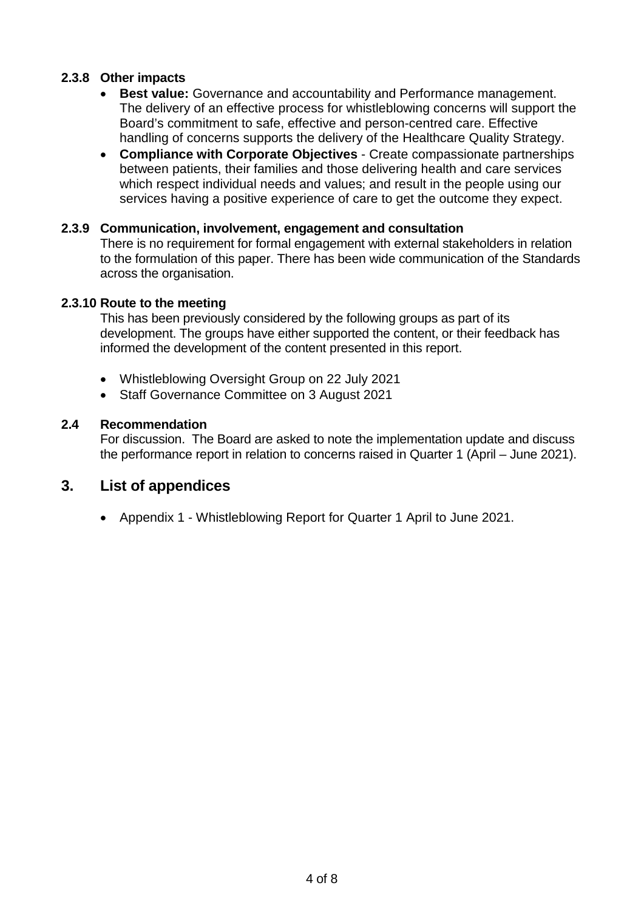#### 2.3.8 Other impacts

- **Best value:** Governance and accountability and Performance management. The delivery of an effective process for whistleblowing concerns will support the Board's commitment to safe, effective and person-centred care. Effective handling of concerns supports the delivery of the Healthcare Quality Strategy.
- **Compliance with Corporate Objectives** - Create compassionate partnerships between patients, their families and those delivering health and care services which respect individual needs and values; and result in the people using our services having a positive experience of care to get the outcome they expect.

#### 2.3.9 Communication, involvement, engagement and consultation

There is no requirement for formal engagement with external stakeholders in relation to the formulation of this paper. There has been wide communication of the Standards across the organisation.

#### 2.3.10 Route to the meeting

This has been previously considered by the following groups as part of its development. The groups have either supported the content, or their feedback has informed the development of the content presented in this report.

- Whistleblowing Oversight Group on 22 July 2021
- Staff Governance Committee on 3 August 2021

### 2.4 Recommendation

For discussion. The Board are asked to note the implementation update and discuss the performance report in relation to concerns raised in Quarter 1 (April – June 2021).

## 3. List of appendices

- Appendix 1 - Whistleblowing Report for Quarter 1 April to June 2021.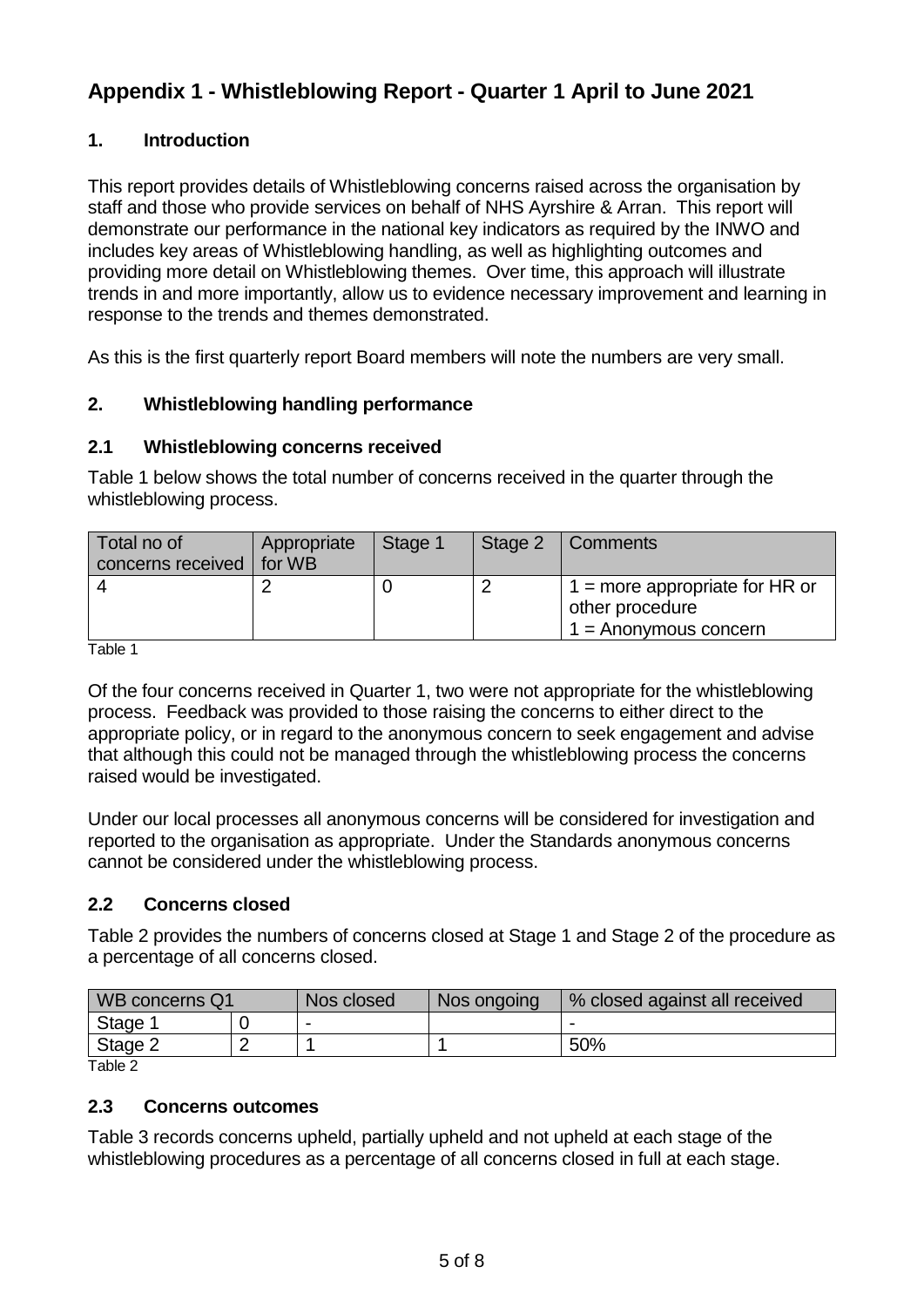# Appendix 1 - Whistleblowing Report - Quarter 1 April to June 2021

## 1. Introduction

This report provides details of Whistleblowing concerns raised across the organisation by staff and those who provide services on behalf of NHS Ayrshire & Arran. This report will demonstrate our performance in the national key indicators as required by the INWO and includes key areas of Whistleblowing handling, as well as highlighting outcomes and providing more detail on Whistleblowing themes. Over time, this approach will illustrate trends in and more importantly, allow us to evidence necessary improvement and learning in response to the trends and themes demonstrated.

As this is the first quarterly report Board members will note the numbers are very small.

## 2. Whistleblowing handling performance

### 2.1 Whistleblowing concerns received

Table 1 below shows the total number of concerns received in the quarter through the whistleblowing process.

| Total no of concerns received | Appropriate for WB | Stage 1 | Stage 2 | Comments |
|---|---|---|---|---|
| 4 | 2 | 0 | 2 | 1 = more appropriate for HR or other procedure<br>1 = Anonymous concern |

Table 1

Of the four concerns received in Quarter 1, two were not appropriate for the whistleblowing process. Feedback was provided to those raising the concerns to either direct to the appropriate policy, or in regard to the anonymous concern to seek engagement and advise that although this could not be managed through the whistleblowing process the concerns raised would be investigated.

Under our local processes all anonymous concerns will be considered for investigation and reported to the organisation as appropriate. Under the Standards anonymous concerns cannot be considered under the whistleblowing process.

### 2.2 Concerns closed

Table 2 provides the numbers of concerns closed at Stage 1 and Stage 2 of the procedure as a percentage of all concerns closed.

| WB concerns Q1 | | Nos closed | Nos ongoing | % closed against all received |
|---|---|---|---|---|
| Stage 1 | 0 | - | | - |
| Stage 2 | 2 | 1 | 1 | 50% |

Table 2

### 2.3 Concerns outcomes

Table 3 records concerns upheld, partially upheld and not upheld at each stage of the whistleblowing procedures as a percentage of all concerns closed in full at each stage.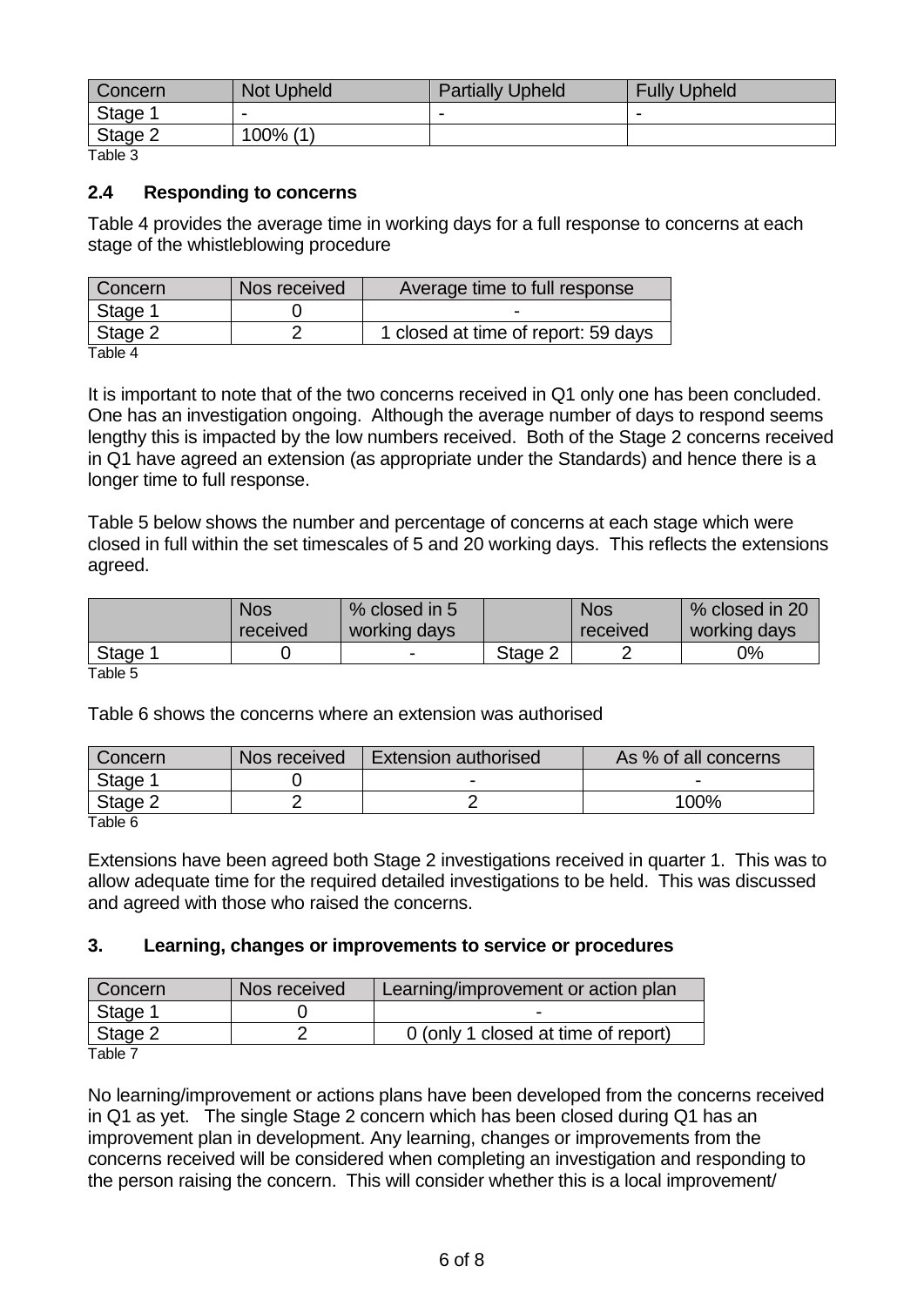| Concern | Not Upheld | Partially Upheld | Fully Upheld |
|---|---|---|---|
| Stage 1 | - | - | - |
| Stage 2 | 100% (1) | | |

Table 3

### 2.4 Responding to concerns

Table 4 provides the average time in working days for a full response to concerns at each stage of the whistleblowing procedure

| Concern | Nos received | Average time to full response |
|---|---|---|
| Stage 1 | 0 | - |
| Stage 2 | 2 | 1 closed at time of report: 59 days |

Table 4

It is important to note that of the two concerns received in Q1 only one has been concluded. One has an investigation ongoing. Although the average number of days to respond seems lengthy this is impacted by the low numbers received. Both of the Stage 2 concerns received in Q1 have agreed an extension (as appropriate under the Standards) and hence there is a longer time to full response.

Table 5 below shows the number and percentage of concerns at each stage which were closed in full within the set timescales of 5 and 20 working days. This reflects the extensions agreed.

| | Nos received | % closed in 5 working days | | Nos received | % closed in 20 working days |
|---|---|---|---|---|---|
| Stage 1 | 0 | - | Stage 2 | 2 | 0% |

Table 5

Table 6 shows the concerns where an extension was authorised

| Concern | Nos received | Extension authorised | As % of all concerns |
|---|---|---|---|
| Stage 1 | 0 | - | - |
| Stage 2 | 2 | 2 | 100% |

Table 6

Extensions have been agreed both Stage 2 investigations received in quarter 1. This was to allow adequate time for the required detailed investigations to be held. This was discussed and agreed with those who raised the concerns.

## 3. Learning, changes or improvements to service or procedures

| Concern | Nos received | Learning/improvement or action plan |
|---|---|---|
| Stage 1 | 0 | - |
| Stage 2 | 2 | 0 (only 1 closed at time of report) |

Table 7

No learning/improvement or actions plans have been developed from the concerns received in Q1 as yet. The single Stage 2 concern which has been closed during Q1 has an improvement plan in development. Any learning, changes or improvements from the concerns received will be considered when completing an investigation and responding to the person raising the concern. This will consider whether this is a local improvement/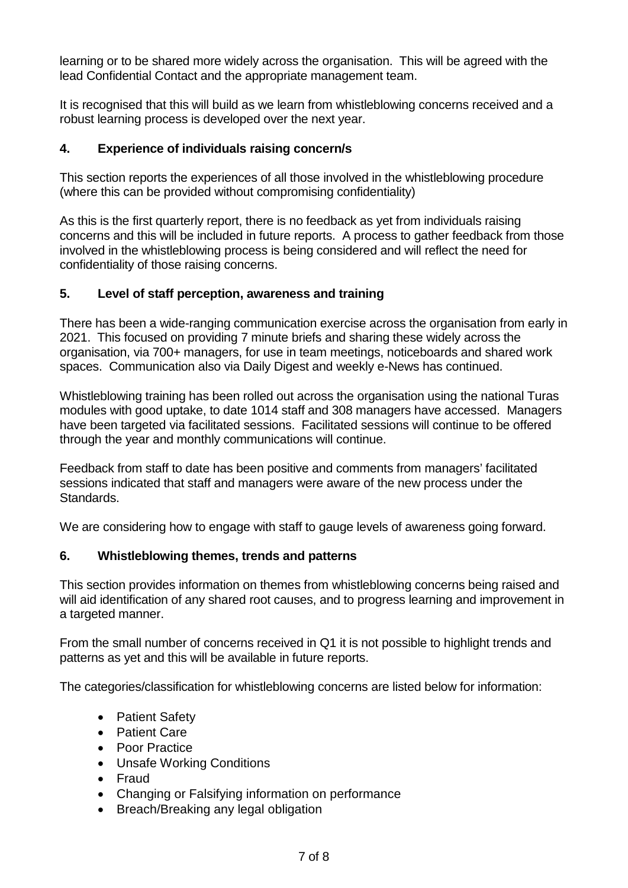learning or to be shared more widely across the organisation. This will be agreed with the lead Confidential Contact and the appropriate management team.

It is recognised that this will build as we learn from whistleblowing concerns received and a robust learning process is developed over the next year.

## 4. Experience of individuals raising concern/s

This section reports the experiences of all those involved in the whistleblowing procedure (where this can be provided without compromising confidentiality)

As this is the first quarterly report, there is no feedback as yet from individuals raising concerns and this will be included in future reports. A process to gather feedback from those involved in the whistleblowing process is being considered and will reflect the need for confidentiality of those raising concerns.

## 5. Level of staff perception, awareness and training

There has been a wide-ranging communication exercise across the organisation from early in 2021. This focused on providing 7 minute briefs and sharing these widely across the organisation, via 700+ managers, for use in team meetings, noticeboards and shared work spaces. Communication also via Daily Digest and weekly e-News has continued.

Whistleblowing training has been rolled out across the organisation using the national Turas modules with good uptake, to date 1014 staff and 308 managers have accessed. Managers have been targeted via facilitated sessions. Facilitated sessions will continue to be offered through the year and monthly communications will continue.

Feedback from staff to date has been positive and comments from managers' facilitated sessions indicated that staff and managers were aware of the new process under the Standards.

We are considering how to engage with staff to gauge levels of awareness going forward.

## 6. Whistleblowing themes, trends and patterns

This section provides information on themes from whistleblowing concerns being raised and will aid identification of any shared root causes, and to progress learning and improvement in a targeted manner.

From the small number of concerns received in Q1 it is not possible to highlight trends and patterns as yet and this will be available in future reports.

The categories/classification for whistleblowing concerns are listed below for information:

- Patient Safety
- Patient Care
- Poor Practice
- Unsafe Working Conditions
- Fraud
- Changing or Falsifying information on performance
- Breach/Breaking any legal obligation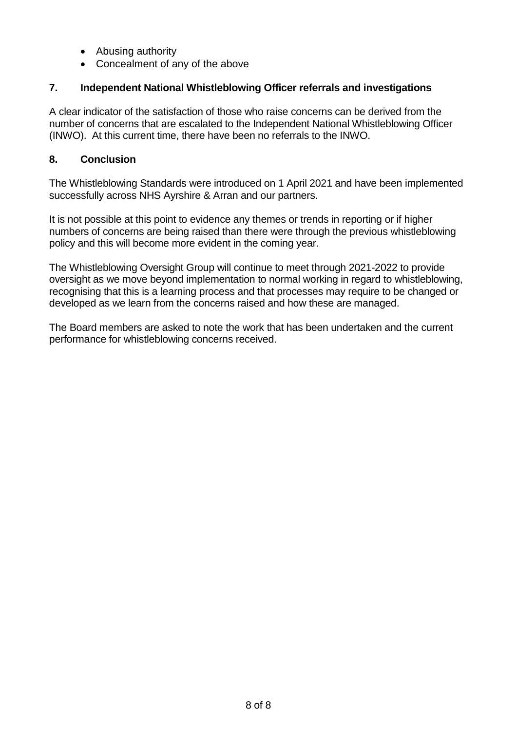- Abusing authority
- Concealment of any of the above

## 7. Independent National Whistleblowing Officer referrals and investigations

A clear indicator of the satisfaction of those who raise concerns can be derived from the number of concerns that are escalated to the Independent National Whistleblowing Officer (INWO). At this current time, there have been no referrals to the INWO.

## 8. Conclusion

The Whistleblowing Standards were introduced on 1 April 2021 and have been implemented successfully across NHS Ayrshire & Arran and our partners.

It is not possible at this point to evidence any themes or trends in reporting or if higher numbers of concerns are being raised than there were through the previous whistleblowing policy and this will become more evident in the coming year.

The Whistleblowing Oversight Group will continue to meet through 2021-2022 to provide oversight as we move beyond implementation to normal working in regard to whistleblowing, recognising that this is a learning process and that processes may require to be changed or developed as we learn from the concerns raised and how these are managed.

The Board members are asked to note the work that has been undertaken and the current performance for whistleblowing concerns received.